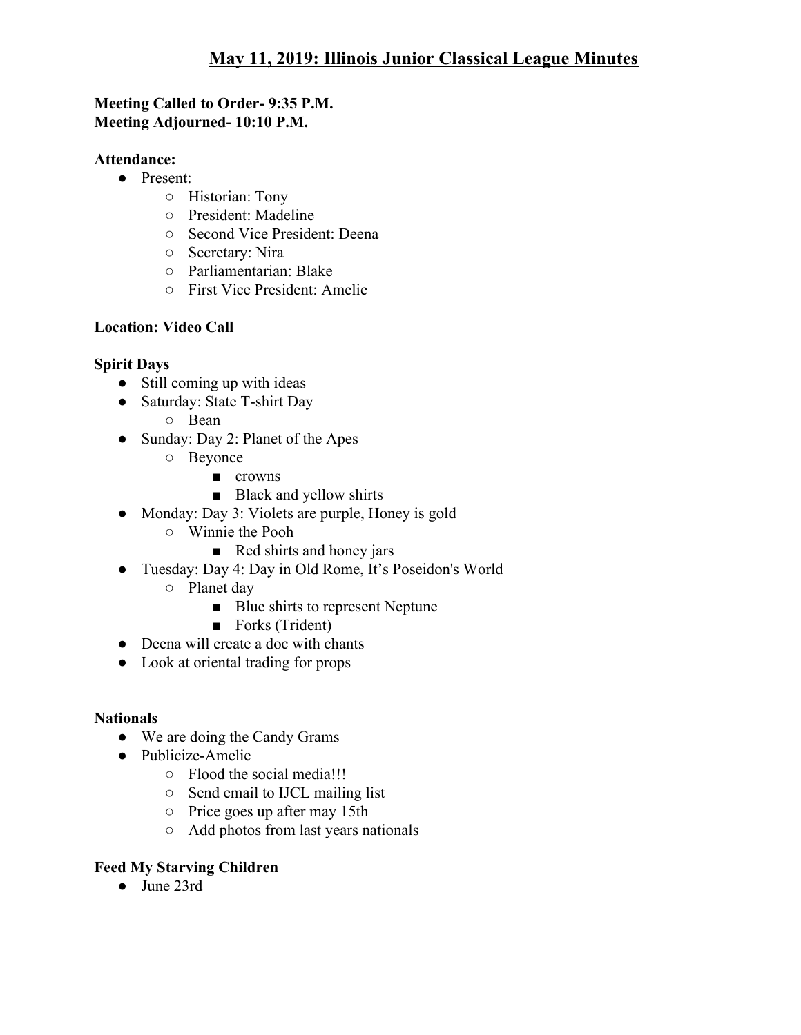# May 11, 2019: Illinois Junior Classical League Minutes

**Meeting Called to Order- 9:35 P.M.**
**Meeting Adjourned- 10:10 P.M.**

**Attendance:**

- Present:
  - Historian: Tony
  - President: Madeline
  - Second Vice President: Deena
  - Secretary: Nira
  - Parliamentarian: Blake
  - First Vice President: Amelie

**Location: Video Call**

**Spirit Days**

- Still coming up with ideas
- Saturday: State T-shirt Day
  - Bean
- Sunday: Day 2: Planet of the Apes
  - Beyonce
    - crowns
    - Black and yellow shirts
- Monday: Day 3: Violets are purple, Honey is gold
  - Winnie the Pooh
    - Red shirts and honey jars
- Tuesday: Day 4: Day in Old Rome, It's Poseidon's World
  - Planet day
    - Blue shirts to represent Neptune
    - Forks (Trident)
- Deena will create a doc with chants
- Look at oriental trading for props

**Nationals**

- We are doing the Candy Grams
- Publicize-Amelie
  - Flood the social media!!!
  - Send email to IJCL mailing list
  - Price goes up after may 15th
  - Add photos from last years nationals

**Feed My Starving Children**

- June 23rd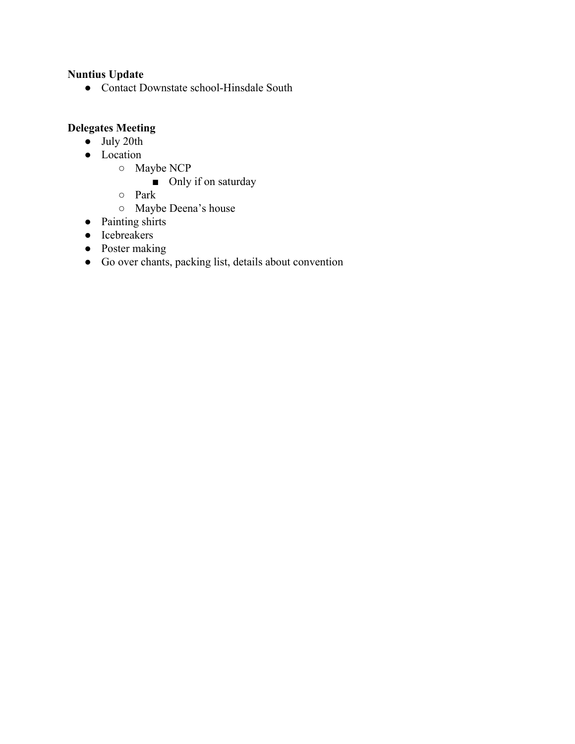**Nuntius Update**

- Contact Downstate school-Hinsdale South

**Delegates Meeting**

- July 20th
- Location
  - Maybe NCP
    - Only if on saturday
  - Park
  - Maybe Deena's house
- Painting shirts
- Icebreakers
- Poster making
- Go over chants, packing list, details about convention